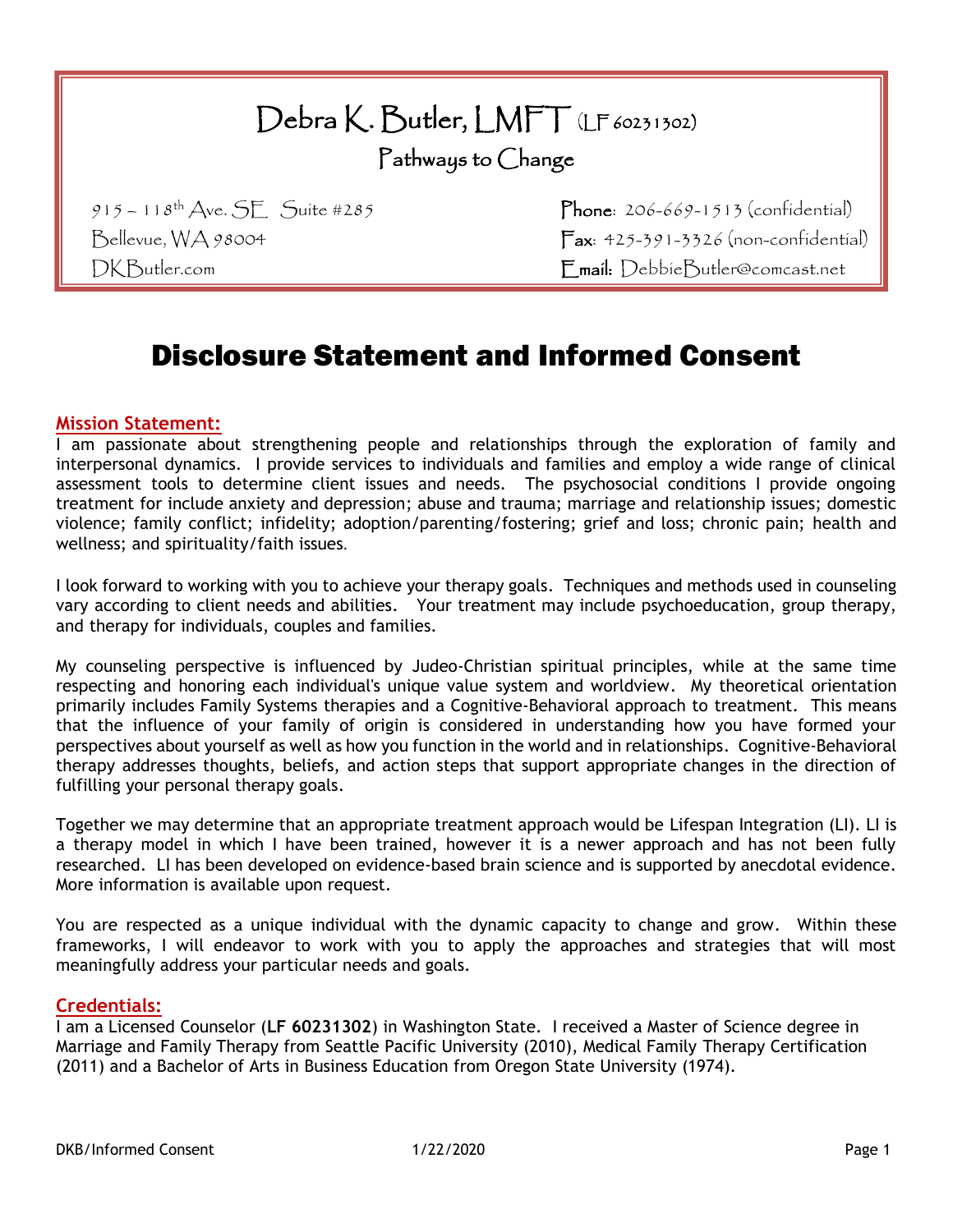# Debra K. Butler, LMFT (LF 60231302)

## Pathways to Change

915 – 118th Ave. SE Suite #285
Bellevue, WA 98004
DKButler.com

**Phone**: 206-669-1513 (confidential)
**Fax**: 425-391-3326 (non-confidential)
**Email**: DebbieButler@comcast.net

# Disclosure Statement and Informed Consent

## Mission Statement:

I am passionate about strengthening people and relationships through the exploration of family and interpersonal dynamics. I provide services to individuals and families and employ a wide range of clinical assessment tools to determine client issues and needs. The psychosocial conditions I provide ongoing treatment for include anxiety and depression; abuse and trauma; marriage and relationship issues; domestic violence; family conflict; infidelity; adoption/parenting/fostering; grief and loss; chronic pain; health and wellness; and spirituality/faith issues.

I look forward to working with you to achieve your therapy goals. Techniques and methods used in counseling vary according to client needs and abilities. Your treatment may include psychoeducation, group therapy, and therapy for individuals, couples and families.

My counseling perspective is influenced by Judeo-Christian spiritual principles, while at the same time respecting and honoring each individual's unique value system and worldview. My theoretical orientation primarily includes Family Systems therapies and a Cognitive-Behavioral approach to treatment. This means that the influence of your family of origin is considered in understanding how you have formed your perspectives about yourself as well as how you function in the world and in relationships. Cognitive-Behavioral therapy addresses thoughts, beliefs, and action steps that support appropriate changes in the direction of fulfilling your personal therapy goals.

Together we may determine that an appropriate treatment approach would be Lifespan Integration (LI). LI is a therapy model in which I have been trained, however it is a newer approach and has not been fully researched. LI has been developed on evidence-based brain science and is supported by anecdotal evidence. More information is available upon request.

You are respected as a unique individual with the dynamic capacity to change and grow. Within these frameworks, I will endeavor to work with you to apply the approaches and strategies that will most meaningfully address your particular needs and goals.

## Credentials:

I am a Licensed Counselor (**LF 60231302**) in Washington State. I received a Master of Science degree in Marriage and Family Therapy from Seattle Pacific University (2010), Medical Family Therapy Certification (2011) and a Bachelor of Arts in Business Education from Oregon State University (1974).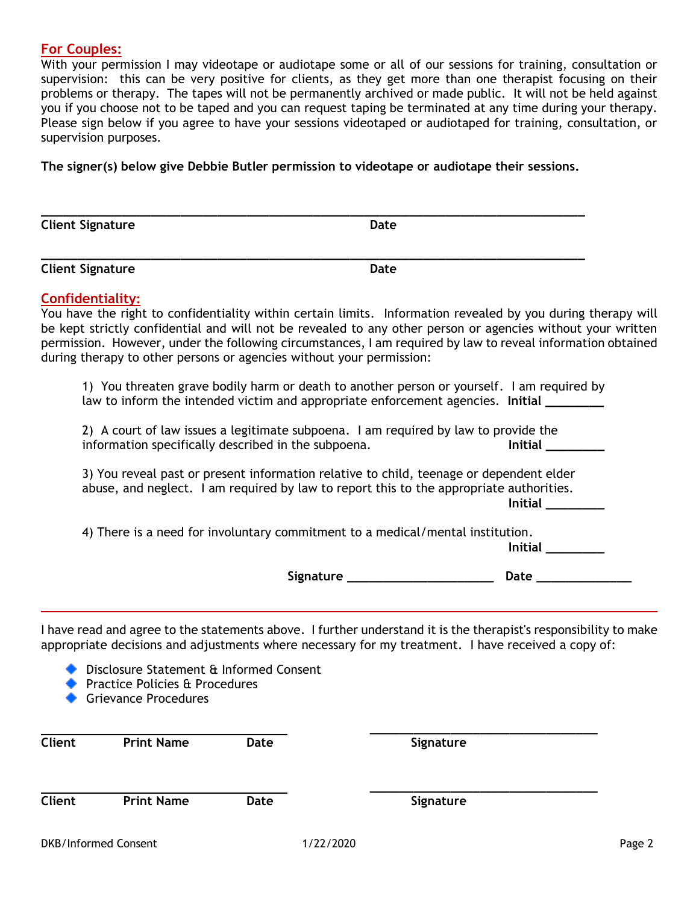## For Couples:

With your permission I may videotape or audiotape some or all of our sessions for training, consultation or supervision: this can be very positive for clients, as they get more than one therapist focusing on their problems or therapy. The tapes will not be permanently archived or made public. It will not be held against you if you choose not to be taped and you can request taping be terminated at any time during your therapy. Please sign below if you agree to have your sessions videotaped or audiotaped for training, consultation, or supervision purposes.

**The signer(s) below give Debbie Butler permission to videotape or audiotape their sessions.**

______________________________________________________________________________

**Client Signature** **Date**

______________________________________________________________________________

**Client Signature** **Date**

## Confidentiality:

You have the right to confidentiality within certain limits. Information revealed by you during therapy will be kept strictly confidential and will not be revealed to any other person or agencies without your written permission. However, under the following circumstances, I am required by law to reveal information obtained during therapy to other persons or agencies without your permission:

1) You threaten grave bodily harm or death to another person or yourself. I am required by law to inform the intended victim and appropriate enforcement agencies. **Initial** ________

2) A court of law issues a legitimate subpoena. I am required by law to provide the information specifically described in the subpoena. **Initial** ________

3) You reveal past or present information relative to child, teenage or dependent elder abuse, and neglect. I am required by law to report this to the appropriate authorities. **Initial** ________

4) There is a need for involuntary commitment to a medical/mental institution. **Initial** ________

**Signature** ______________________ **Date** ______________

---

I have read and agree to the statements above. I further understand it is the therapist's responsibility to make appropriate decisions and adjustments where necessary for my treatment. I have received a copy of:

- Disclosure Statement & Informed Consent
- Practice Policies & Procedures
- Grievance Procedures

______________________________ ______________________________

**Client** **Print Name** **Date** **Signature**

______________________________ ______________________________

**Client** **Print Name** **Date** **Signature**

DKB/Informed Consent 1/22/2020